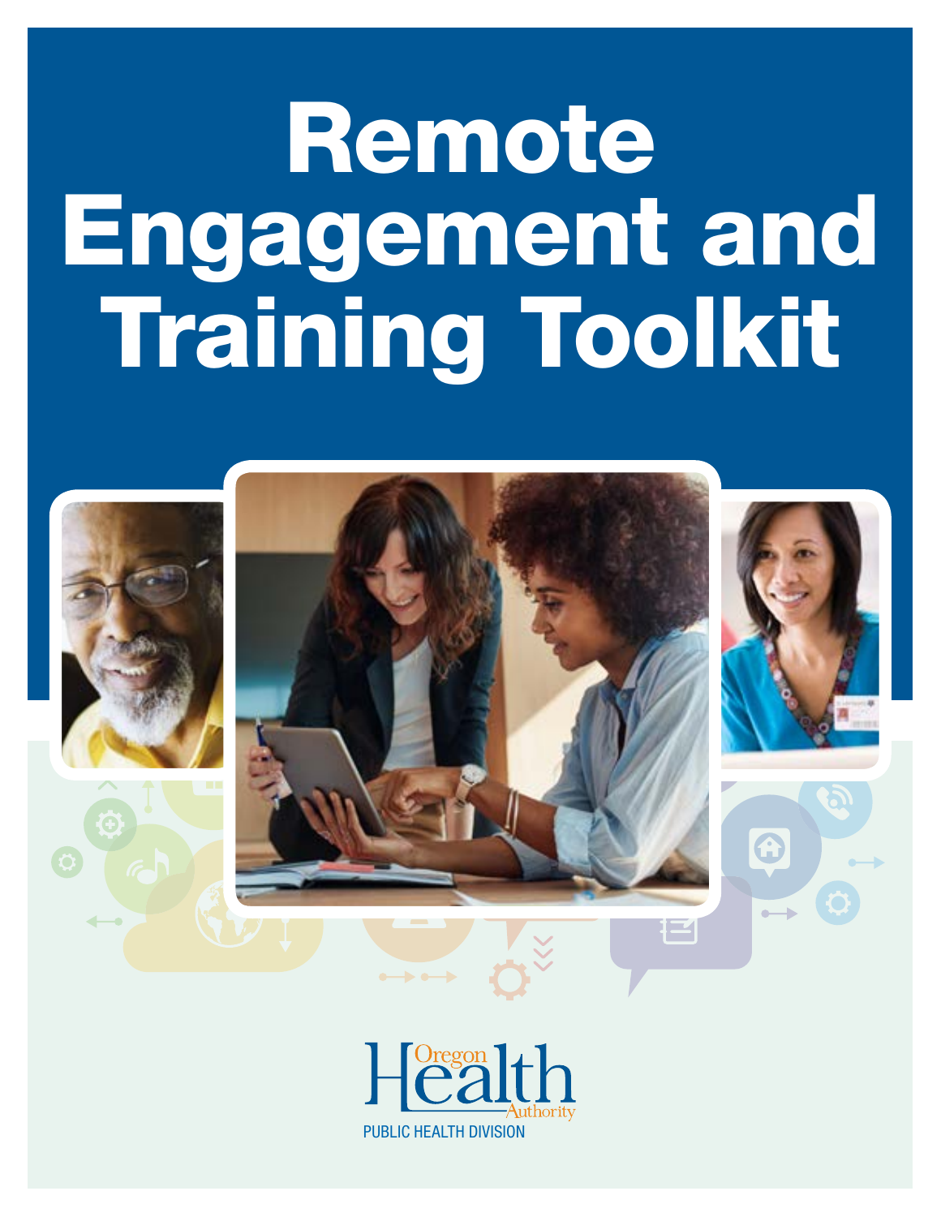# Remote Engagement and Training Toolkit

Oregon Health Authority

PUBLIC HEALTH DIVISION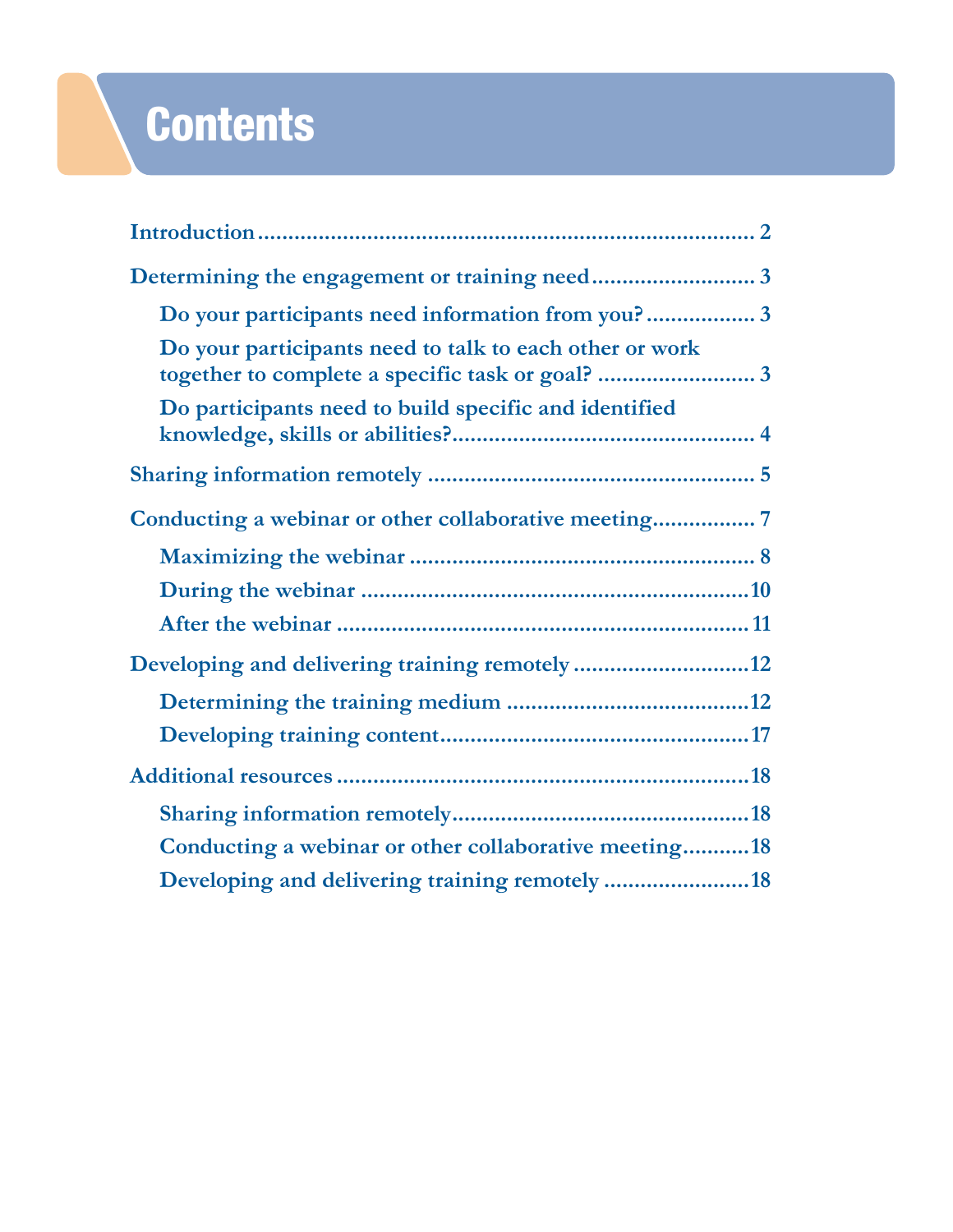# Contents

- Introduction ... 2
- Determining the engagement or training need ... 3
  - Do your participants need information from you? ... 3
  - Do your participants need to talk to each other or work together to complete a specific task or goal? ... 3
  - Do participants need to build specific and identified knowledge, skills or abilities? ... 4
- Sharing information remotely ... 5
- Conducting a webinar or other collaborative meeting ... 7
  - Maximizing the webinar ... 8
  - During the webinar ... 10
  - After the webinar ... 11
- Developing and delivering training remotely ... 12
  - Determining the training medium ... 12
  - Developing training content ... 17
- Additional resources ... 18
  - Sharing information remotely ... 18
  - Conducting a webinar or other collaborative meeting ... 18
  - Developing and delivering training remotely ... 18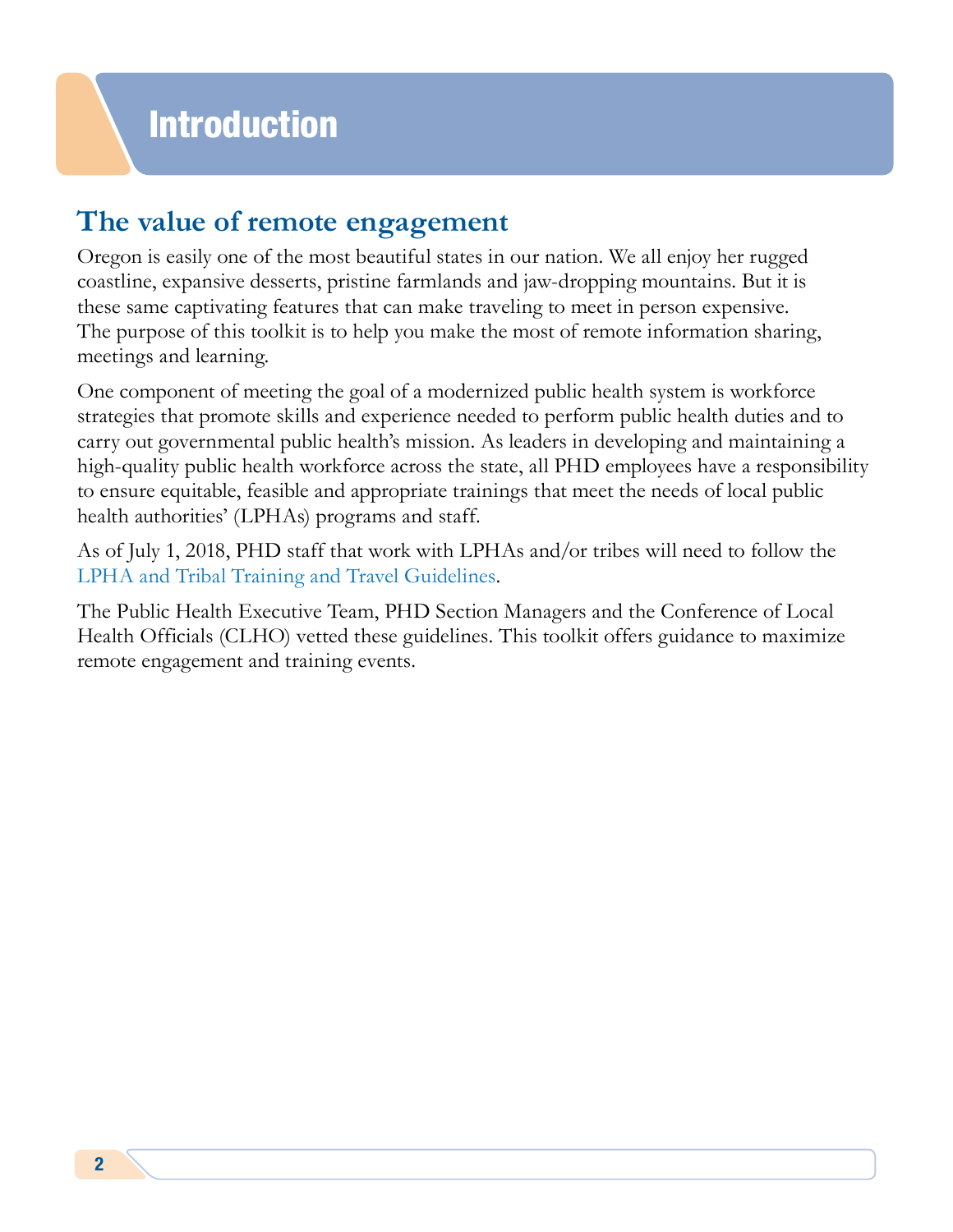# Introduction

## The value of remote engagement

Oregon is easily one of the most beautiful states in our nation. We all enjoy her rugged coastline, expansive desserts, pristine farmlands and jaw-dropping mountains. But it is these same captivating features that can make traveling to meet in person expensive. The purpose of this toolkit is to help you make the most of remote information sharing, meetings and learning.

One component of meeting the goal of a modernized public health system is workforce strategies that promote skills and experience needed to perform public health duties and to carry out governmental public health's mission. As leaders in developing and maintaining a high-quality public health workforce across the state, all PHD employees have a responsibility to ensure equitable, feasible and appropriate trainings that meet the needs of local public health authorities' (LPHAs) programs and staff.

As of July 1, 2018, PHD staff that work with LPHAs and/or tribes will need to follow the LPHA and Tribal Training and Travel Guidelines.

The Public Health Executive Team, PHD Section Managers and the Conference of Local Health Officials (CLHO) vetted these guidelines. This toolkit offers guidance to maximize remote engagement and training events.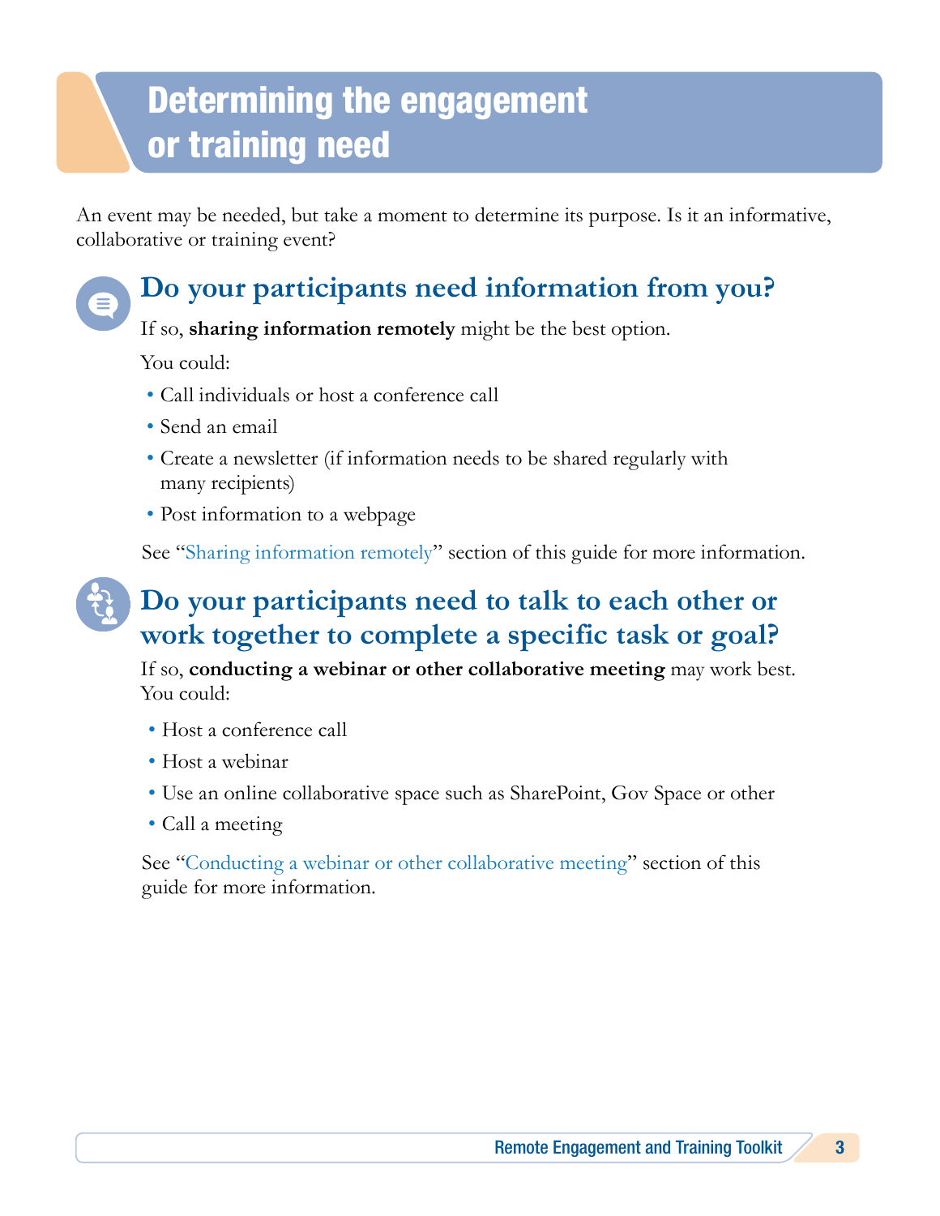# Determining the engagement or training need

An event may be needed, but take a moment to determine its purpose. Is it an informative, collaborative or training event?

## Do your participants need information from you?

If so, **sharing information remotely** might be the best option.

You could:

- Call individuals or host a conference call
- Send an email
- Create a newsletter (if information needs to be shared regularly with many recipients)
- Post information to a webpage

See "Sharing information remotely" section of this guide for more information.

## Do your participants need to talk to each other or work together to complete a specific task or goal?

If so, **conducting a webinar or other collaborative meeting** may work best. You could:

- Host a conference call
- Host a webinar
- Use an online collaborative space such as SharePoint, Gov Space or other
- Call a meeting

See "Conducting a webinar or other collaborative meeting" section of this guide for more information.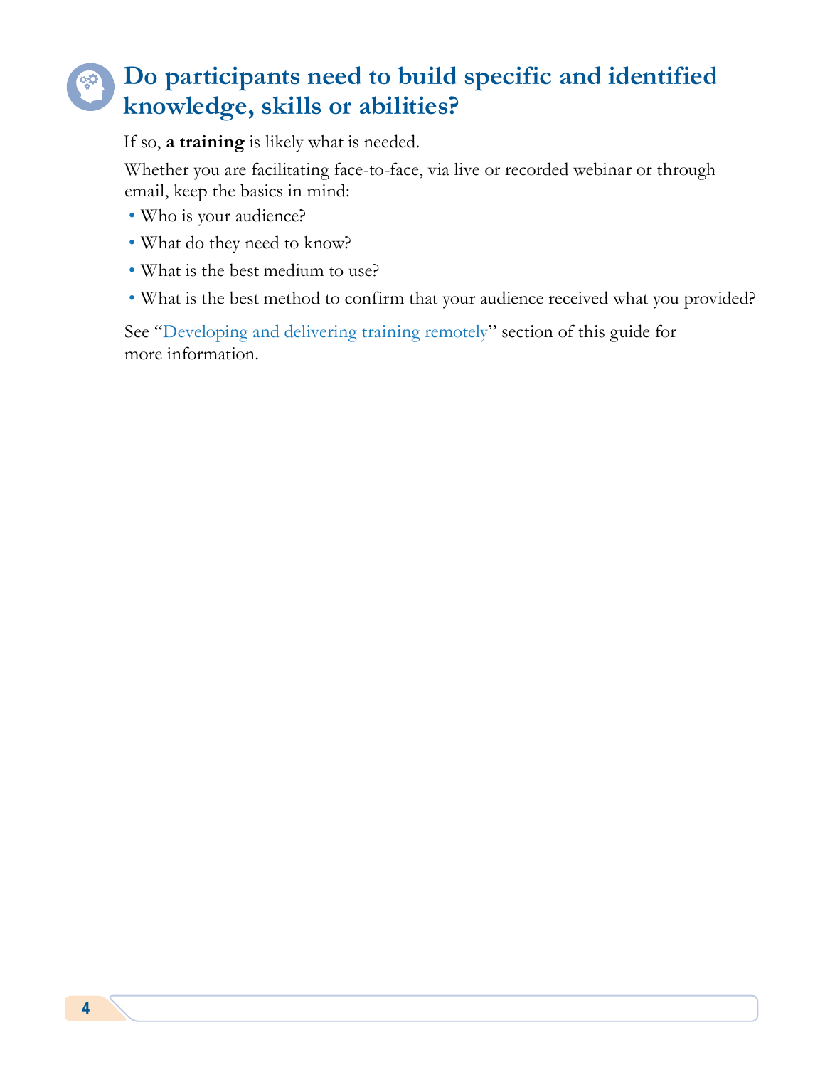## Do participants need to build specific and identified knowledge, skills or abilities?

If so, **a training** is likely what is needed.

Whether you are facilitating face-to-face, via live or recorded webinar or through email, keep the basics in mind:

- Who is your audience?
- What do they need to know?
- What is the best medium to use?
- What is the best method to confirm that your audience received what you provided?

See "Developing and delivering training remotely" section of this guide for more information.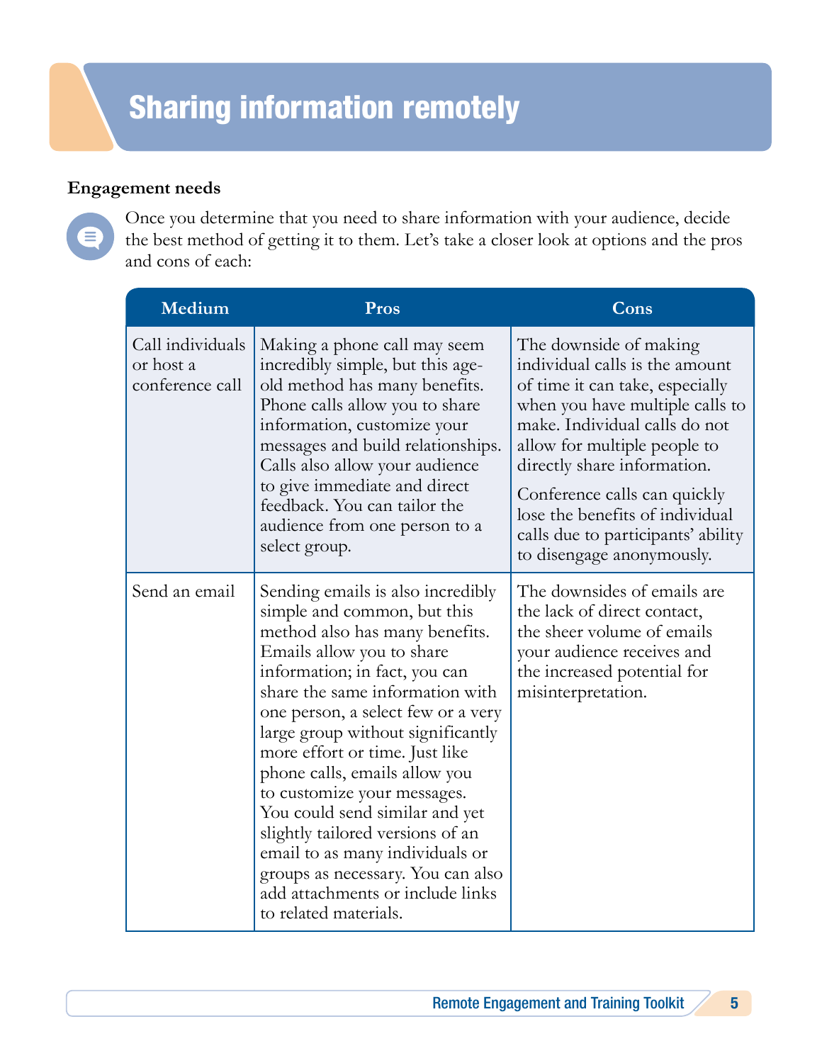# Sharing information remotely

**Engagement needs**

Once you determine that you need to share information with your audience, decide the best method of getting it to them. Let's take a closer look at options and the pros and cons of each:

| Medium | Pros | Cons |
|---|---|---|
| Call individuals or host a conference call | Making a phone call may seem incredibly simple, but this age-old method has many benefits. Phone calls allow you to share information, customize your messages and build relationships. Calls also allow your audience to give immediate and direct feedback. You can tailor the audience from one person to a select group. | The downside of making individual calls is the amount of time it can take, especially when you have multiple calls to make. Individual calls do not allow for multiple people to directly share information. Conference calls can quickly lose the benefits of individual calls due to participants' ability to disengage anonymously. |
| Send an email | Sending emails is also incredibly simple and common, but this method also has many benefits. Emails allow you to share information; in fact, you can share the same information with one person, a select few or a very large group without significantly more effort or time. Just like phone calls, emails allow you to customize your messages. You could send similar and yet slightly tailored versions of an email to as many individuals or groups as necessary. You can also add attachments or include links to related materials. | The downsides of emails are the lack of direct contact, the sheer volume of emails your audience receives and the increased potential for misinterpretation. |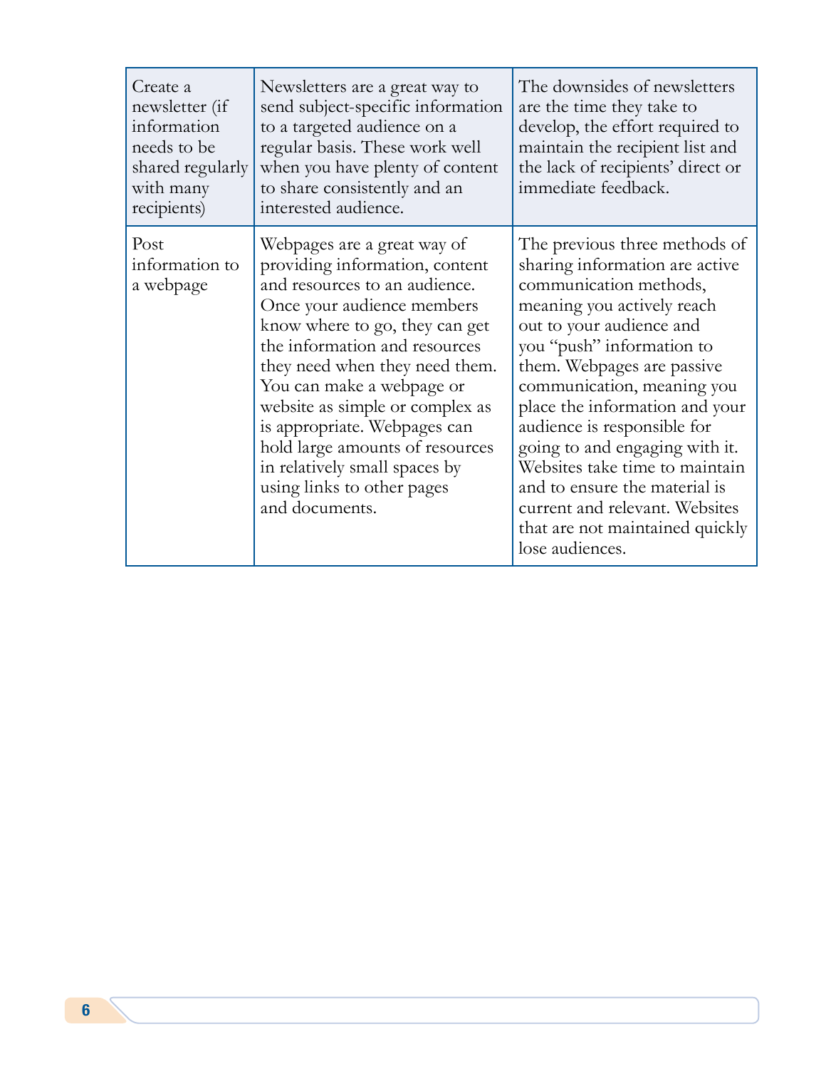| | | |
|---|---|---|
| Create a newsletter (if information needs to be shared regularly with many recipients) | Newsletters are a great way to send subject-specific information to a targeted audience on a regular basis. These work well when you have plenty of content to share consistently and an interested audience. | The downsides of newsletters are the time they take to develop, the effort required to maintain the recipient list and the lack of recipients' direct or immediate feedback. |
| Post information to a webpage | Webpages are a great way of providing information, content and resources to an audience. Once your audience members know where to go, they can get the information and resources they need when they need them. You can make a webpage or website as simple or complex as is appropriate. Webpages can hold large amounts of resources in relatively small spaces by using links to other pages and documents. | The previous three methods of sharing information are active communication methods, meaning you actively reach out to your audience and you "push" information to them. Webpages are passive communication, meaning you place the information and your audience is responsible for going to and engaging with it. Websites take time to maintain and to ensure the material is current and relevant. Websites that are not maintained quickly lose audiences. |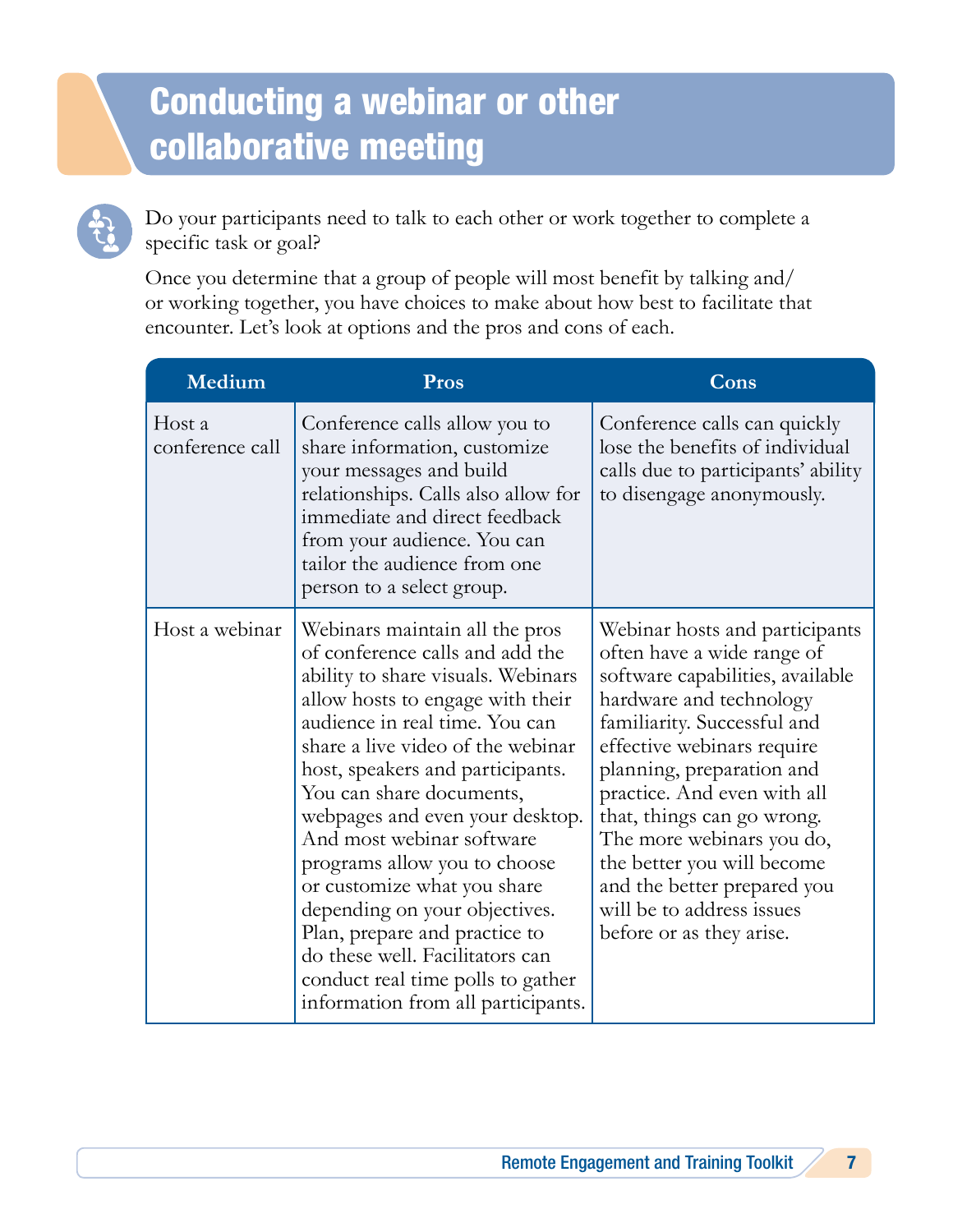# Conducting a webinar or other collaborative meeting

Do your participants need to talk to each other or work together to complete a specific task or goal?

Once you determine that a group of people will most benefit by talking and/or working together, you have choices to make about how best to facilitate that encounter. Let's look at options and the pros and cons of each.

| Medium | Pros | Cons |
|---|---|---|
| Host a conference call | Conference calls allow you to share information, customize your messages and build relationships. Calls also allow for immediate and direct feedback from your audience. You can tailor the audience from one person to a select group. | Conference calls can quickly lose the benefits of individual calls due to participants' ability to disengage anonymously. |
| Host a webinar | Webinars maintain all the pros of conference calls and add the ability to share visuals. Webinars allow hosts to engage with their audience in real time. You can share a live video of the webinar host, speakers and participants. You can share documents, webpages and even your desktop. And most webinar software programs allow you to choose or customize what you share depending on your objectives. Plan, prepare and practice to do these well. Facilitators can conduct real time polls to gather information from all participants. | Webinar hosts and participants often have a wide range of software capabilities, available hardware and technology familiarity. Successful and effective webinars require planning, preparation and practice. And even with all that, things can go wrong. The more webinars you do, the better you will become and the better prepared you will be to address issues before or as they arise. |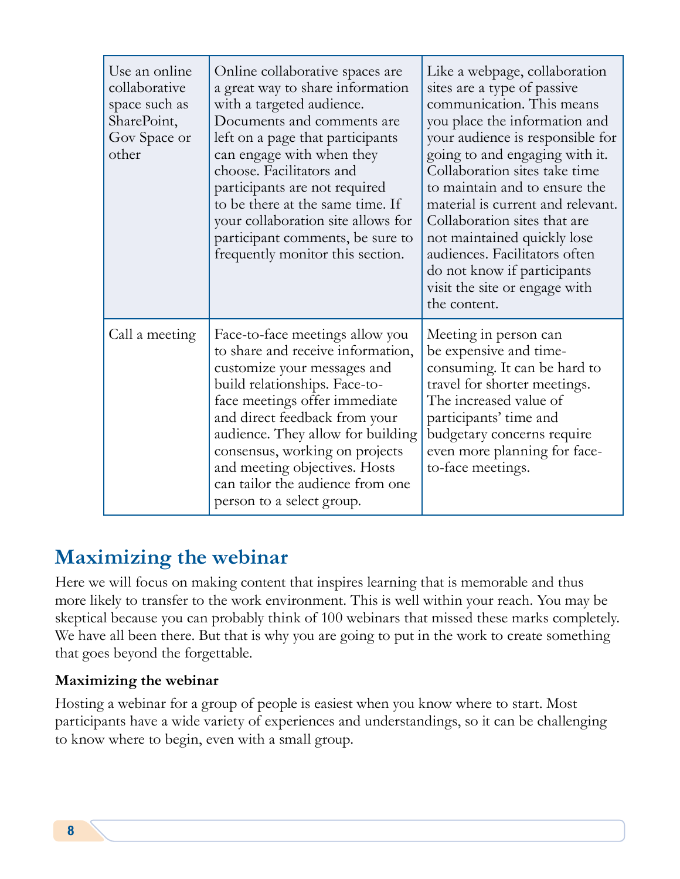| | | |
|---|---|---|
| Use an online collaborative space such as SharePoint, Gov Space or other | Online collaborative spaces are a great way to share information with a targeted audience. Documents and comments are left on a page that participants can engage with when they choose. Facilitators and participants are not required to be there at the same time. If your collaboration site allows for participant comments, be sure to frequently monitor this section. | Like a webpage, collaboration sites are a type of passive communication. This means you place the information and your audience is responsible for going to and engaging with it. Collaboration sites take time to maintain and to ensure the material is current and relevant. Collaboration sites that are not maintained quickly lose audiences. Facilitators often do not know if participants visit the site or engage with the content. |
| Call a meeting | Face-to-face meetings allow you to share and receive information, customize your messages and build relationships. Face-to-face meetings offer immediate and direct feedback from your audience. They allow for building consensus, working on projects and meeting objectives. Hosts can tailor the audience from one person to a select group. | Meeting in person can be expensive and time-consuming. It can be hard to travel for shorter meetings. The increased value of participants' time and budgetary concerns require even more planning for face-to-face meetings. |

## Maximizing the webinar

Here we will focus on making content that inspires learning that is memorable and thus more likely to transfer to the work environment. This is well within your reach. You may be skeptical because you can probably think of 100 webinars that missed these marks completely. We have all been there. But that is why you are going to put in the work to create something that goes beyond the forgettable.

**Maximizing the webinar**

Hosting a webinar for a group of people is easiest when you know where to start. Most participants have a wide variety of experiences and understandings, so it can be challenging to know where to begin, even with a small group.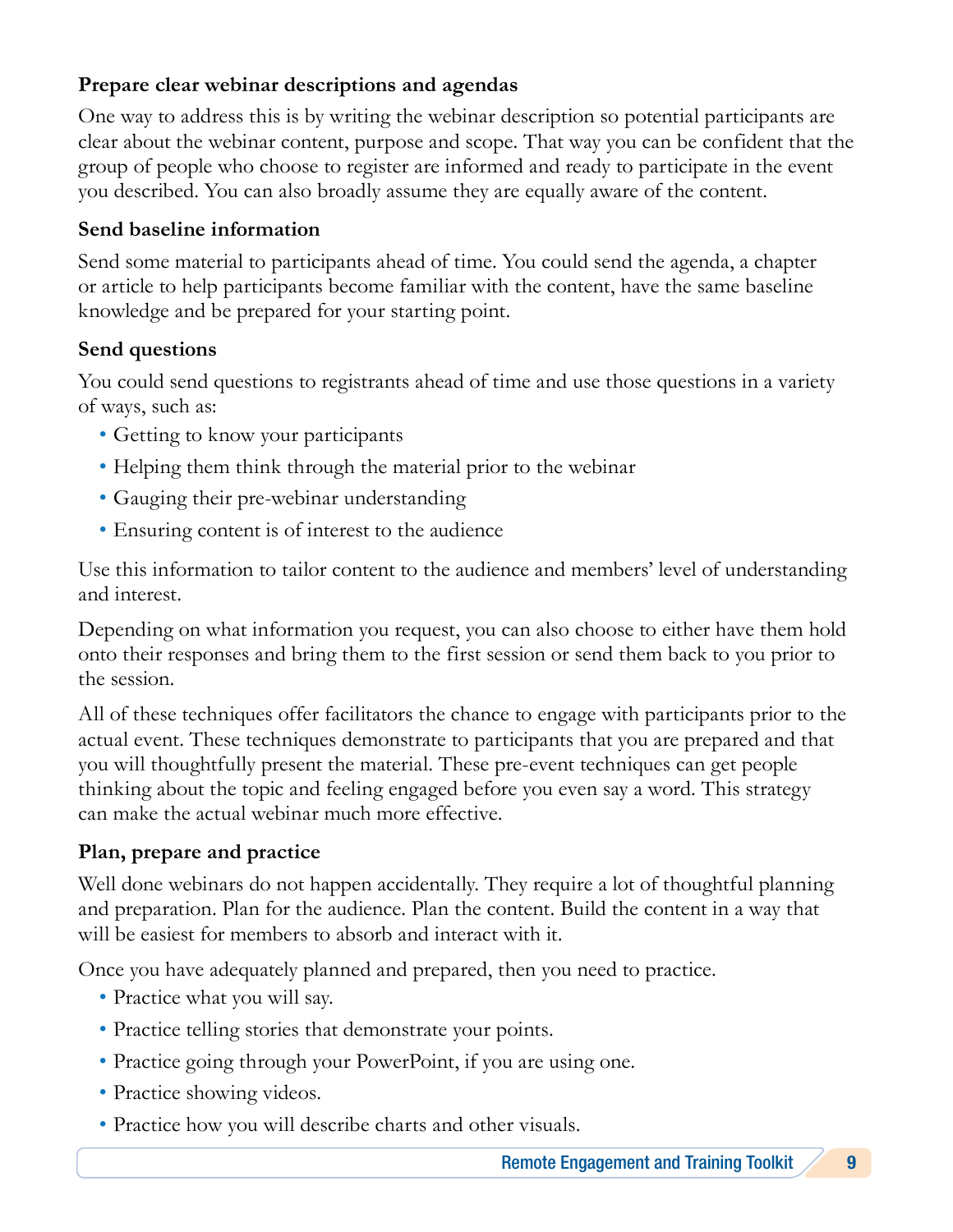**Prepare clear webinar descriptions and agendas**

One way to address this is by writing the webinar description so potential participants are clear about the webinar content, purpose and scope. That way you can be confident that the group of people who choose to register are informed and ready to participate in the event you described. You can also broadly assume they are equally aware of the content.

**Send baseline information**

Send some material to participants ahead of time. You could send the agenda, a chapter or article to help participants become familiar with the content, have the same baseline knowledge and be prepared for your starting point.

**Send questions**

You could send questions to registrants ahead of time and use those questions in a variety of ways, such as:

- Getting to know your participants
- Helping them think through the material prior to the webinar
- Gauging their pre-webinar understanding
- Ensuring content is of interest to the audience

Use this information to tailor content to the audience and members' level of understanding and interest.

Depending on what information you request, you can also choose to either have them hold onto their responses and bring them to the first session or send them back to you prior to the session.

All of these techniques offer facilitators the chance to engage with participants prior to the actual event. These techniques demonstrate to participants that you are prepared and that you will thoughtfully present the material. These pre-event techniques can get people thinking about the topic and feeling engaged before you even say a word. This strategy can make the actual webinar much more effective.

**Plan, prepare and practice**

Well done webinars do not happen accidentally. They require a lot of thoughtful planning and preparation. Plan for the audience. Plan the content. Build the content in a way that will be easiest for members to absorb and interact with it.

Once you have adequately planned and prepared, then you need to practice.

- Practice what you will say.
- Practice telling stories that demonstrate your points.
- Practice going through your PowerPoint, if you are using one.
- Practice showing videos.
- Practice how you will describe charts and other visuals.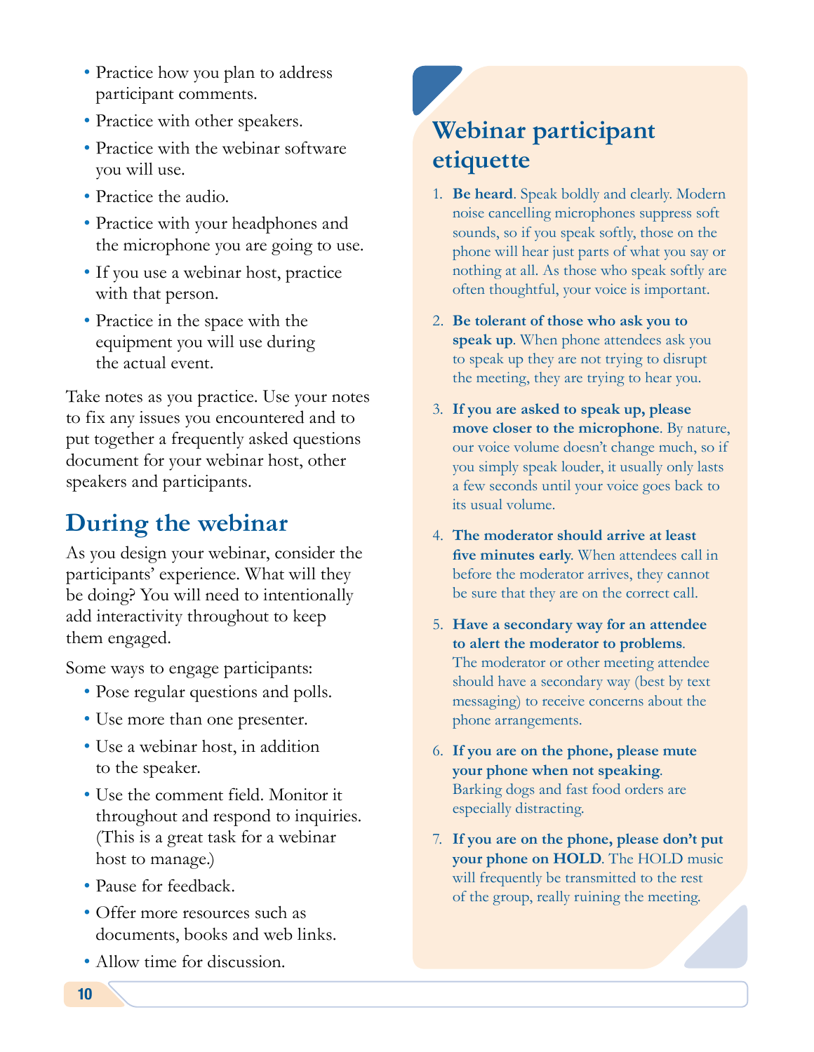- Practice how you plan to address participant comments.
- Practice with other speakers.
- Practice with the webinar software you will use.
- Practice the audio.
- Practice with your headphones and the microphone you are going to use.
- If you use a webinar host, practice with that person.
- Practice in the space with the equipment you will use during the actual event.

Take notes as you practice. Use your notes to fix any issues you encountered and to put together a frequently asked questions document for your webinar host, other speakers and participants.

## During the webinar

As you design your webinar, consider the participants' experience. What will they be doing? You will need to intentionally add interactivity throughout to keep them engaged.

Some ways to engage participants:

- Pose regular questions and polls.
- Use more than one presenter.
- Use a webinar host, in addition to the speaker.
- Use the comment field. Monitor it throughout and respond to inquiries. (This is a great task for a webinar host to manage.)
- Pause for feedback.
- Offer more resources such as documents, books and web links.
- Allow time for discussion.

## Webinar participant etiquette

1. **Be heard**. Speak boldly and clearly. Modern noise cancelling microphones suppress soft sounds, so if you speak softly, those on the phone will hear just parts of what you say or nothing at all. As those who speak softly are often thoughtful, your voice is important.
2. **Be tolerant of those who ask you to speak up**. When phone attendees ask you to speak up they are not trying to disrupt the meeting, they are trying to hear you.
3. **If you are asked to speak up, please move closer to the microphone**. By nature, our voice volume doesn't change much, so if you simply speak louder, it usually only lasts a few seconds until your voice goes back to its usual volume.
4. **The moderator should arrive at least five minutes early**. When attendees call in before the moderator arrives, they cannot be sure that they are on the correct call.
5. **Have a secondary way for an attendee to alert the moderator to problems**. The moderator or other meeting attendee should have a secondary way (best by text messaging) to receive concerns about the phone arrangements.
6. **If you are on the phone, please mute your phone when not speaking**. Barking dogs and fast food orders are especially distracting.
7. **If you are on the phone, please don't put your phone on HOLD**. The HOLD music will frequently be transmitted to the rest of the group, really ruining the meeting.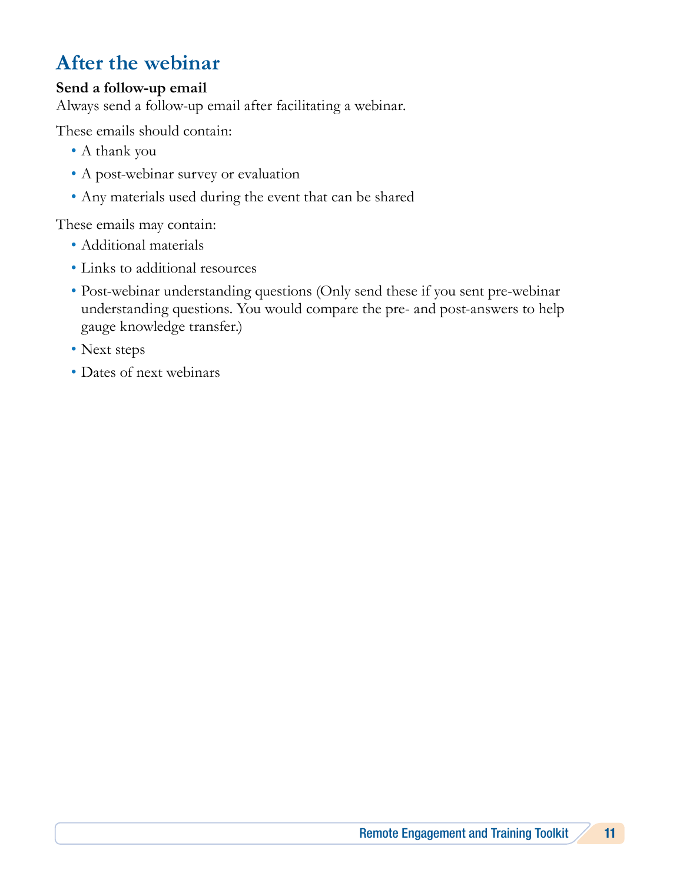## After the webinar

**Send a follow-up email**

Always send a follow-up email after facilitating a webinar.

These emails should contain:

- A thank you
- A post-webinar survey or evaluation
- Any materials used during the event that can be shared

These emails may contain:

- Additional materials
- Links to additional resources
- Post-webinar understanding questions (Only send these if you sent pre-webinar understanding questions. You would compare the pre- and post-answers to help gauge knowledge transfer.)
- Next steps
- Dates of next webinars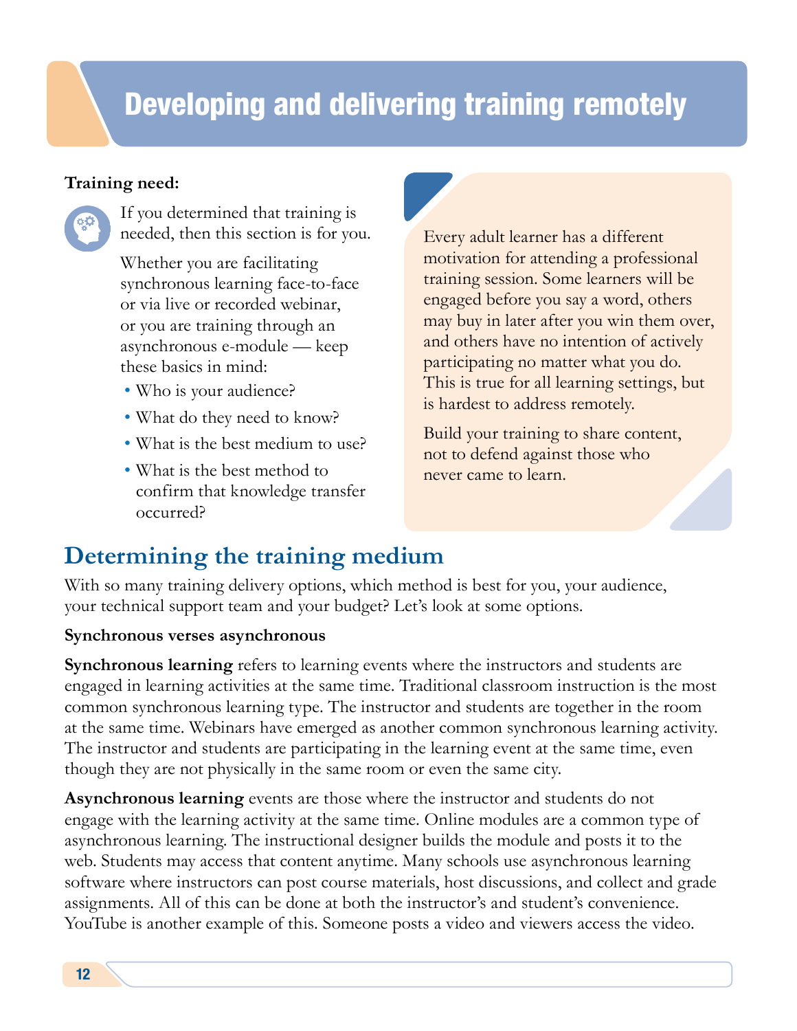# Developing and delivering training remotely

**Training need:**

If you determined that training is needed, then this section is for you.

Whether you are facilitating synchronous learning face-to-face or via live or recorded webinar, or you are training through an asynchronous e-module — keep these basics in mind:

- Who is your audience?
- What do they need to know?
- What is the best medium to use?
- What is the best method to confirm that knowledge transfer occurred?

Every adult learner has a different motivation for attending a professional training session. Some learners will be engaged before you say a word, others may buy in later after you win them over, and others have no intention of actively participating no matter what you do. This is true for all learning settings, but is hardest to address remotely.

Build your training to share content, not to defend against those who never came to learn.

## Determining the training medium

With so many training delivery options, which method is best for you, your audience, your technical support team and your budget? Let's look at some options.

**Synchronous verses asynchronous**

**Synchronous learning** refers to learning events where the instructors and students are engaged in learning activities at the same time. Traditional classroom instruction is the most common synchronous learning type. The instructor and students are together in the room at the same time. Webinars have emerged as another common synchronous learning activity. The instructor and students are participating in the learning event at the same time, even though they are not physically in the same room or even the same city.

**Asynchronous learning** events are those where the instructor and students do not engage with the learning activity at the same time. Online modules are a common type of asynchronous learning. The instructional designer builds the module and posts it to the web. Students may access that content anytime. Many schools use asynchronous learning software where instructors can post course materials, host discussions, and collect and grade assignments. All of this can be done at both the instructor's and student's convenience. YouTube is another example of this. Someone posts a video and viewers access the video.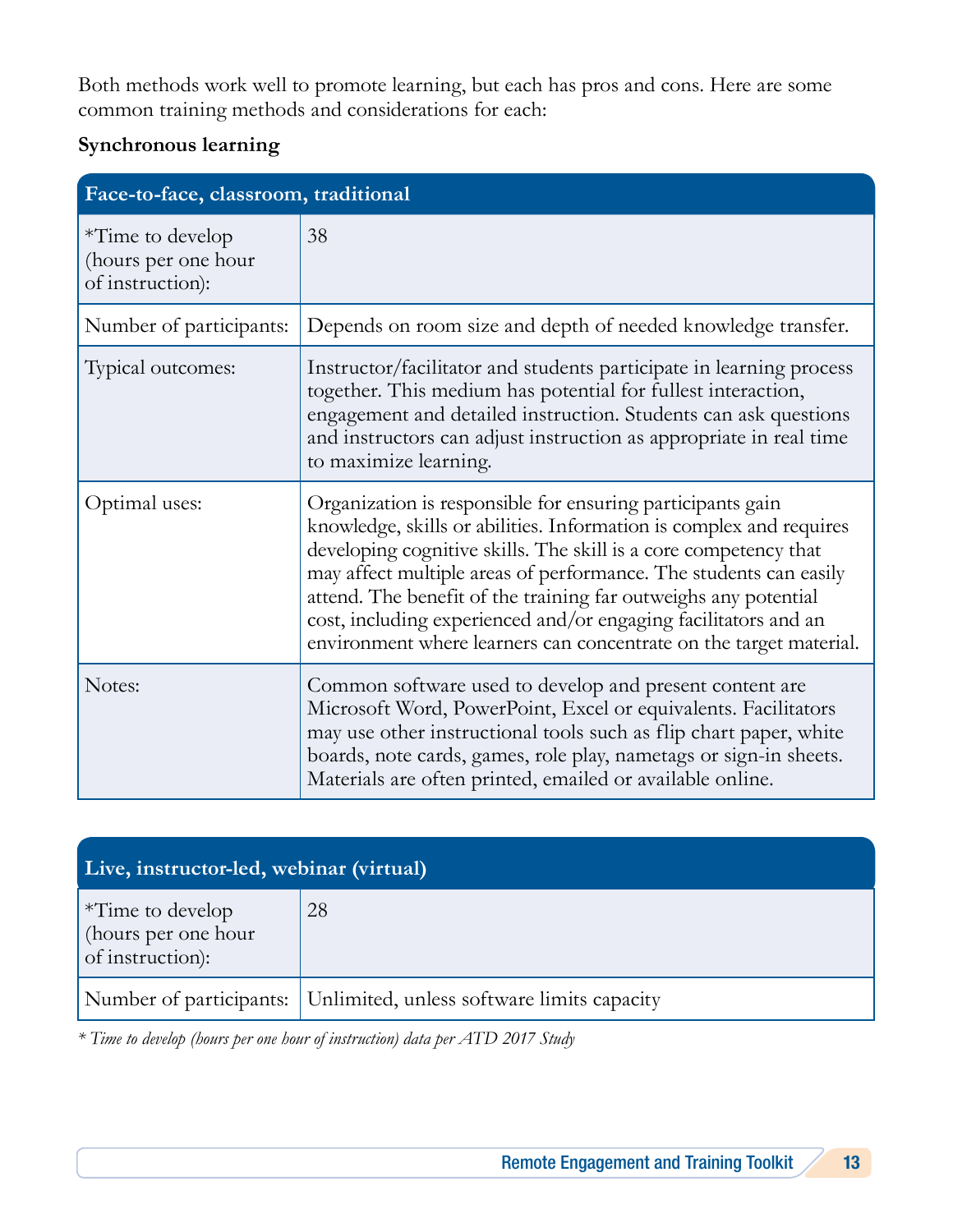Both methods work well to promote learning, but each has pros and cons. Here are some common training methods and considerations for each:

**Synchronous learning**

| Face-to-face, classroom, traditional | |
|---|---|
| *Time to develop (hours per one hour of instruction): | 38 |
| Number of participants: | Depends on room size and depth of needed knowledge transfer. |
| Typical outcomes: | Instructor/facilitator and students participate in learning process together. This medium has potential for fullest interaction, engagement and detailed instruction. Students can ask questions and instructors can adjust instruction as appropriate in real time to maximize learning. |
| Optimal uses: | Organization is responsible for ensuring participants gain knowledge, skills or abilities. Information is complex and requires developing cognitive skills. The skill is a core competency that may affect multiple areas of performance. The students can easily attend. The benefit of the training far outweighs any potential cost, including experienced and/or engaging facilitators and an environment where learners can concentrate on the target material. |
| Notes: | Common software used to develop and present content are Microsoft Word, PowerPoint, Excel or equivalents. Facilitators may use other instructional tools such as flip chart paper, white boards, note cards, games, role play, nametags or sign-in sheets. Materials are often printed, emailed or available online. |

| Live, instructor-led, webinar (virtual) | |
|---|---|
| *Time to develop (hours per one hour of instruction): | 28 |
| Number of participants: | Unlimited, unless software limits capacity |

*\* Time to develop (hours per one hour of instruction) data per ATD 2017 Study*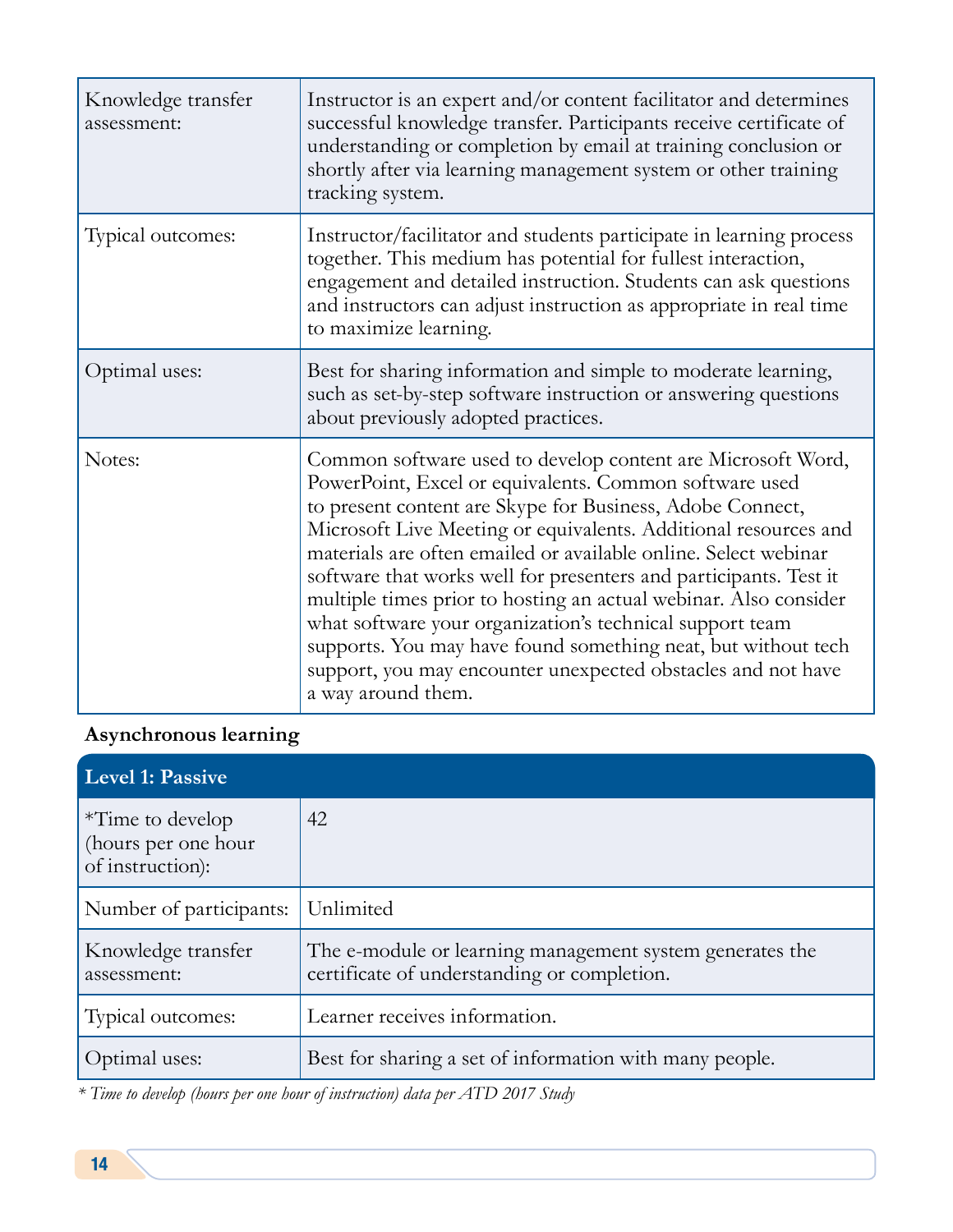| | |
|---|---|
| Knowledge transfer assessment: | Instructor is an expert and/or content facilitator and determines successful knowledge transfer. Participants receive certificate of understanding or completion by email at training conclusion or shortly after via learning management system or other training tracking system. |
| Typical outcomes: | Instructor/facilitator and students participate in learning process together. This medium has potential for fullest interaction, engagement and detailed instruction. Students can ask questions and instructors can adjust instruction as appropriate in real time to maximize learning. |
| Optimal uses: | Best for sharing information and simple to moderate learning, such as set-by-step software instruction or answering questions about previously adopted practices. |
| Notes: | Common software used to develop content are Microsoft Word, PowerPoint, Excel or equivalents. Common software used to present content are Skype for Business, Adobe Connect, Microsoft Live Meeting or equivalents. Additional resources and materials are often emailed or available online. Select webinar software that works well for presenters and participants. Test it multiple times prior to hosting an actual webinar. Also consider what software your organization's technical support team supports. You may have found something neat, but without tech support, you may encounter unexpected obstacles and not have a way around them. |

**Asynchronous learning**

| **Level 1: Passive** | |
|---|---|
| *Time to develop (hours per one hour of instruction): | 42 |
| Number of participants: | Unlimited |
| Knowledge transfer assessment: | The e-module or learning management system generates the certificate of understanding or completion. |
| Typical outcomes: | Learner receives information. |
| Optimal uses: | Best for sharing a set of information with many people. |

*\* Time to develop (hours per one hour of instruction) data per ATD 2017 Study*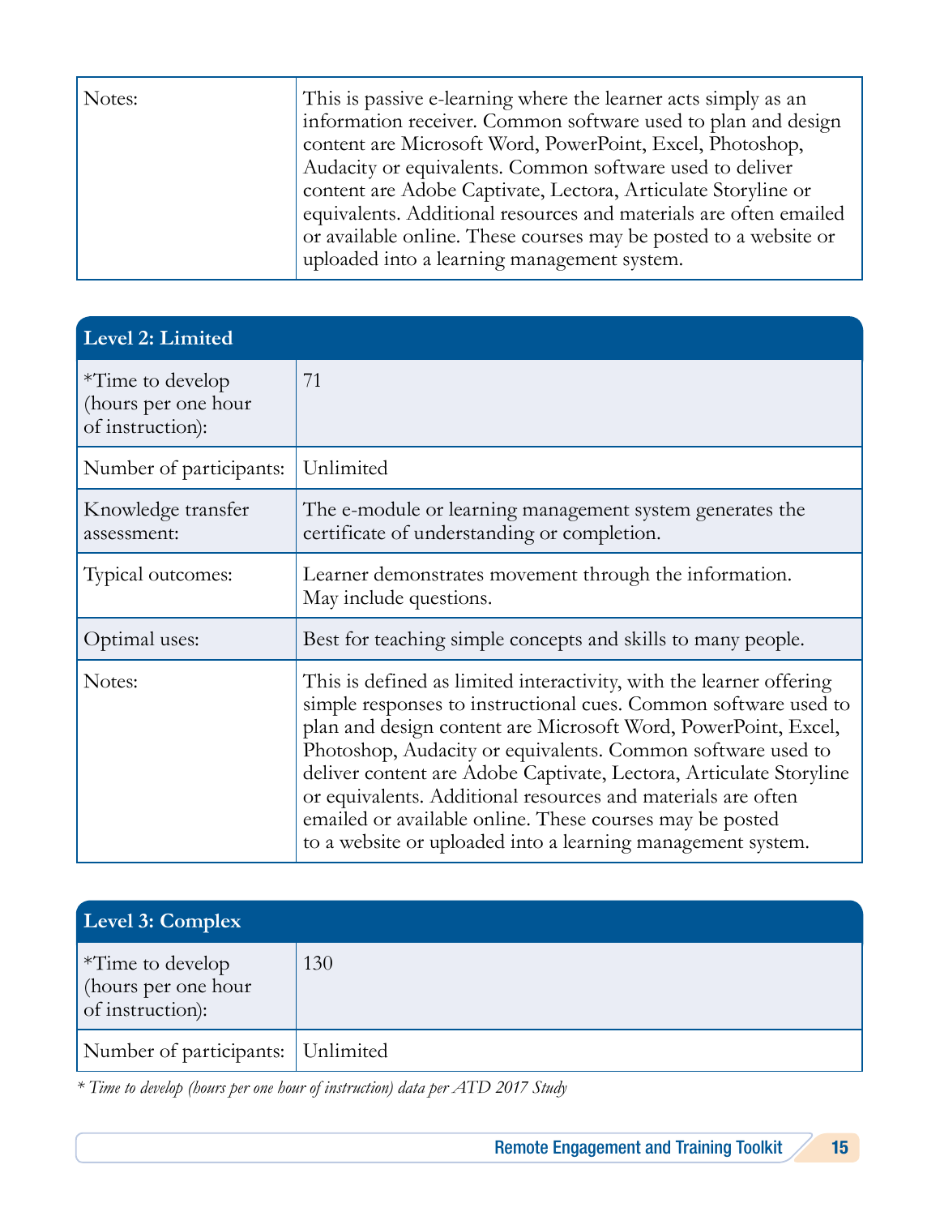| | |
|---|---|
| Notes: | This is passive e-learning where the learner acts simply as an information receiver. Common software used to plan and design content are Microsoft Word, PowerPoint, Excel, Photoshop, Audacity or equivalents. Common software used to deliver content are Adobe Captivate, Lectora, Articulate Storyline or equivalents. Additional resources and materials are often emailed or available online. These courses may be posted to a website or uploaded into a learning management system. |

| Level 2: Limited | |
|---|---|
| *Time to develop (hours per one hour of instruction): | 71 |
| Number of participants: | Unlimited |
| Knowledge transfer assessment: | The e-module or learning management system generates the certificate of understanding or completion. |
| Typical outcomes: | Learner demonstrates movement through the information. May include questions. |
| Optimal uses: | Best for teaching simple concepts and skills to many people. |
| Notes: | This is defined as limited interactivity, with the learner offering simple responses to instructional cues. Common software used to plan and design content are Microsoft Word, PowerPoint, Excel, Photoshop, Audacity or equivalents. Common software used to deliver content are Adobe Captivate, Lectora, Articulate Storyline or equivalents. Additional resources and materials are often emailed or available online. These courses may be posted to a website or uploaded into a learning management system. |

| Level 3: Complex | |
|---|---|
| *Time to develop (hours per one hour of instruction): | 130 |
| Number of participants: | Unlimited |

*\* Time to develop (hours per one hour of instruction) data per ATD 2017 Study*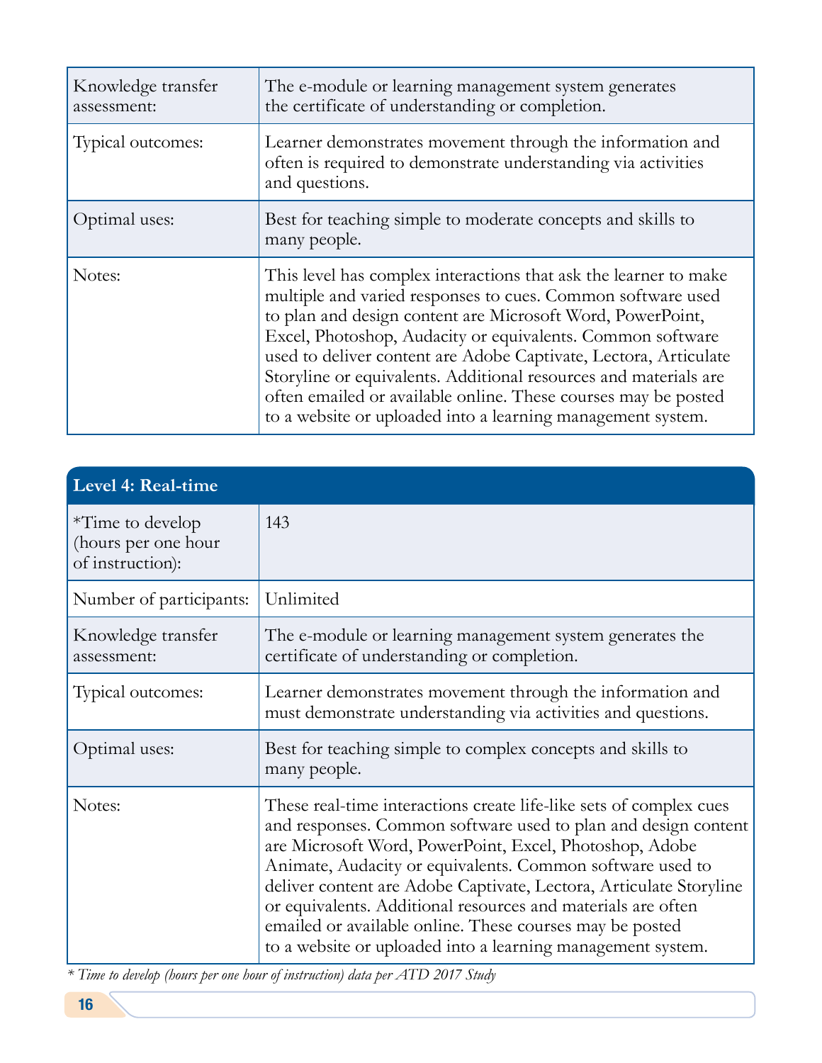| | |
|---|---|
| Knowledge transfer assessment: | The e-module or learning management system generates the certificate of understanding or completion. |
| Typical outcomes: | Learner demonstrates movement through the information and often is required to demonstrate understanding via activities and questions. |
| Optimal uses: | Best for teaching simple to moderate concepts and skills to many people. |
| Notes: | This level has complex interactions that ask the learner to make multiple and varied responses to cues. Common software used to plan and design content are Microsoft Word, PowerPoint, Excel, Photoshop, Audacity or equivalents. Common software used to deliver content are Adobe Captivate, Lectora, Articulate Storyline or equivalents. Additional resources and materials are often emailed or available online. These courses may be posted to a website or uploaded into a learning management system. |

| **Level 4: Real-time** | |
|---|---|
| *Time to develop (hours per one hour of instruction): | 143 |
| Number of participants: | Unlimited |
| Knowledge transfer assessment: | The e-module or learning management system generates the certificate of understanding or completion. |
| Typical outcomes: | Learner demonstrates movement through the information and must demonstrate understanding via activities and questions. |
| Optimal uses: | Best for teaching simple to complex concepts and skills to many people. |
| Notes: | These real-time interactions create life-like sets of complex cues and responses. Common software used to plan and design content are Microsoft Word, PowerPoint, Excel, Photoshop, Adobe Animate, Audacity or equivalents. Common software used to deliver content are Adobe Captivate, Lectora, Articulate Storyline or equivalents. Additional resources and materials are often emailed or available online. These courses may be posted to a website or uploaded into a learning management system. |

*\* Time to develop (hours per one hour of instruction) data per ATD 2017 Study*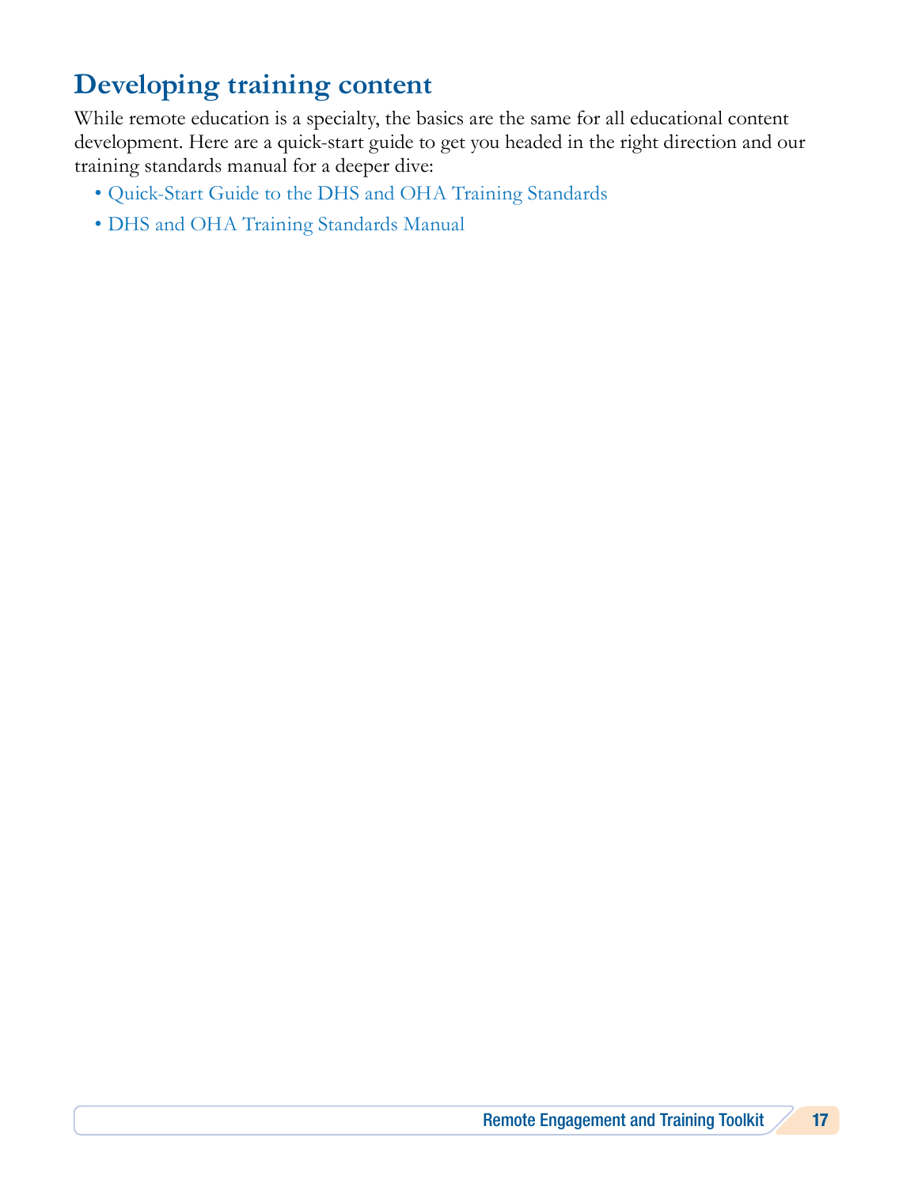## Developing training content

While remote education is a specialty, the basics are the same for all educational content development. Here are a quick-start guide to get you headed in the right direction and our training standards manual for a deeper dive:

- Quick-Start Guide to the DHS and OHA Training Standards
- DHS and OHA Training Standards Manual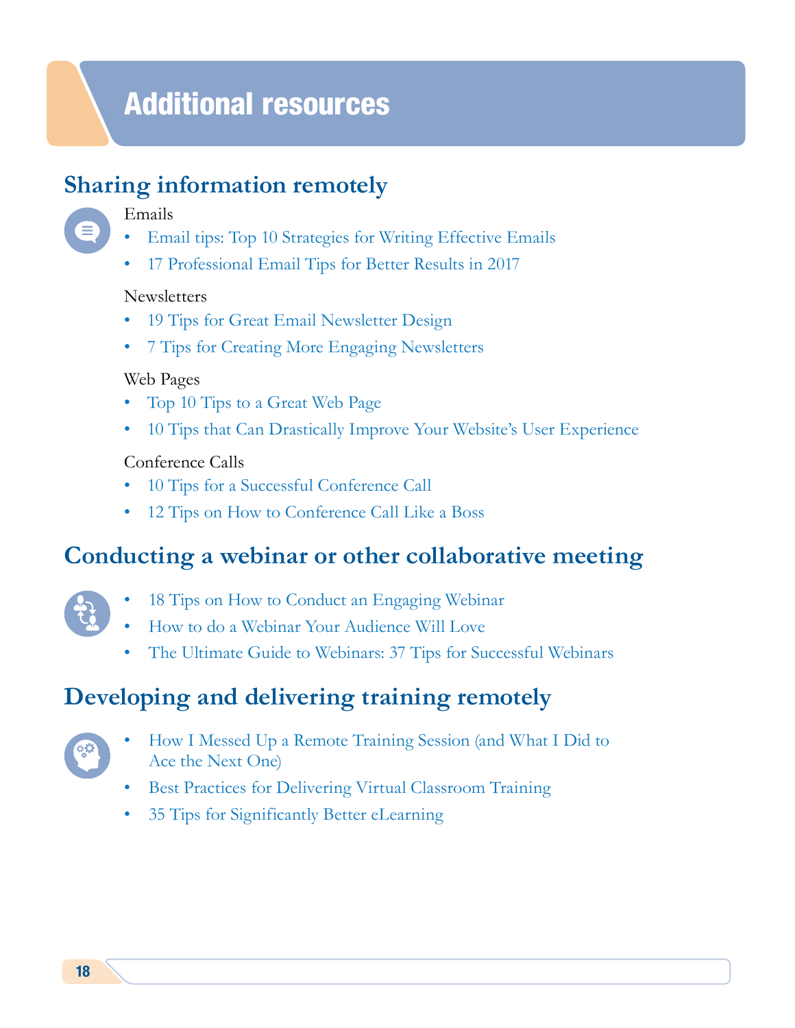# Additional resources

## Sharing information remotely

Emails

- Email tips: Top 10 Strategies for Writing Effective Emails
- 17 Professional Email Tips for Better Results in 2017

Newsletters

- 19 Tips for Great Email Newsletter Design
- 7 Tips for Creating More Engaging Newsletters

Web Pages

- Top 10 Tips to a Great Web Page
- 10 Tips that Can Drastically Improve Your Website's User Experience

Conference Calls

- 10 Tips for a Successful Conference Call
- 12 Tips on How to Conference Call Like a Boss

## Conducting a webinar or other collaborative meeting

- 18 Tips on How to Conduct an Engaging Webinar
- How to do a Webinar Your Audience Will Love
- The Ultimate Guide to Webinars: 37 Tips for Successful Webinars

## Developing and delivering training remotely

- How I Messed Up a Remote Training Session (and What I Did to Ace the Next One)
- Best Practices for Delivering Virtual Classroom Training
- 35 Tips for Significantly Better eLearning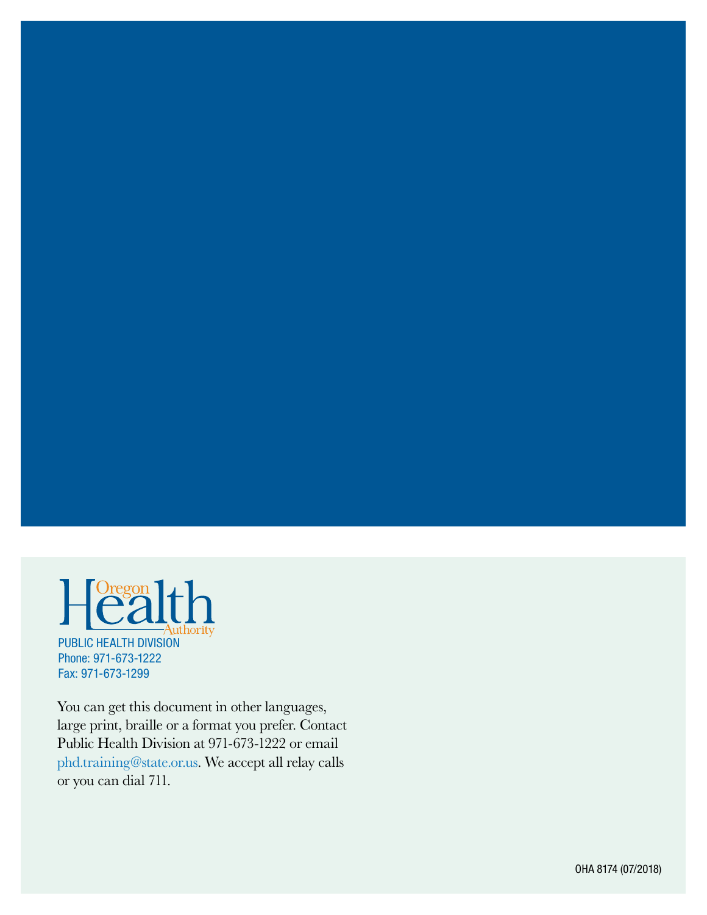Oregon Health Authority

PUBLIC HEALTH DIVISION
Phone: 971-673-1222
Fax: 971-673-1299

You can get this document in other languages, large print, braille or a format you prefer. Contact Public Health Division at 971-673-1222 or email phd.training@state.or.us. We accept all relay calls or you can dial 711.

OHA 8174 (07/2018)